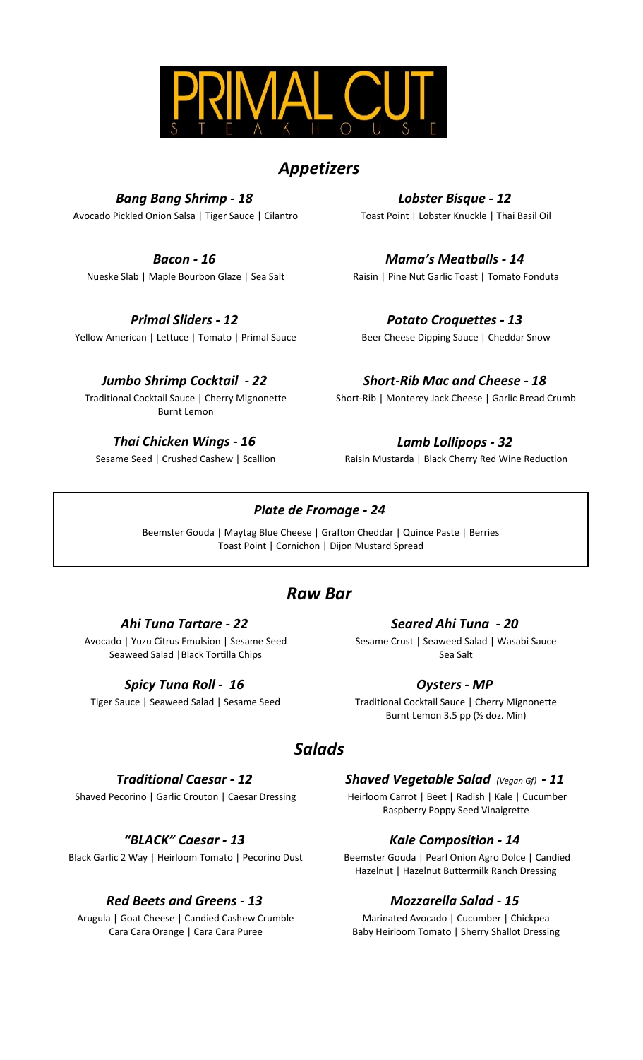# PRIMAL CUT

STEAKHOUSE

## *Appetizers*

***Bang Bang Shrimp - 18***

Avocado Pickled Onion Salsa | Tiger Sauce | Cilantro

***Bacon - 16***

Nueske Slab | Maple Bourbon Glaze | Sea Salt

***Primal Sliders - 12***

Yellow American | Lettuce | Tomato | Primal Sauce

***Jumbo Shrimp Cocktail - 22***

Traditional Cocktail Sauce | Cherry Mignonette
Burnt Lemon

***Thai Chicken Wings - 16***

Sesame Seed | Crushed Cashew | Scallion

***Lobster Bisque - 12***

Toast Point | Lobster Knuckle | Thai Basil Oil

***Mama's Meatballs - 14***

Raisin | Pine Nut Garlic Toast | Tomato Fonduta

***Potato Croquettes - 13***

Beer Cheese Dipping Sauce | Cheddar Snow

***Short-Rib Mac and Cheese - 18***

Short-Rib | Monterey Jack Cheese | Garlic Bread Crumb

***Lamb Lollipops - 32***

Raisin Mustarda | Black Cherry Red Wine Reduction

***Plate de Fromage - 24***

Beemster Gouda | Maytag Blue Cheese | Grafton Cheddar | Quince Paste | Berries
Toast Point | Cornichon | Dijon Mustard Spread

## *Raw Bar*

***Ahi Tuna Tartare - 22***

Avocado | Yuzu Citrus Emulsion | Sesame Seed
Seaweed Salad | Black Tortilla Chips

***Spicy Tuna Roll - 16***

Tiger Sauce | Seaweed Salad | Sesame Seed

***Seared Ahi Tuna - 20***

Sesame Crust | Seaweed Salad | Wasabi Sauce
Sea Salt

***Oysters - MP***

Traditional Cocktail Sauce | Cherry Mignonette
Burnt Lemon 3.5 pp (½ doz. Min)

## *Salads*

***Traditional Caesar - 12***

Shaved Pecorino | Garlic Crouton | Caesar Dressing

***"BLACK" Caesar - 13***

Black Garlic 2 Way | Heirloom Tomato | Pecorino Dust

***Red Beets and Greens - 13***

Arugula | Goat Cheese | Candied Cashew Crumble
Cara Cara Orange | Cara Cara Puree

***Shaved Vegetable Salad** *(Vegan Gf)* **- 11***

Heirloom Carrot | Beet | Radish | Kale | Cucumber
Raspberry Poppy Seed Vinaigrette

***Kale Composition - 14***

Beemster Gouda | Pearl Onion Agro Dolce | Candied
Hazelnut | Hazelnut Buttermilk Ranch Dressing

***Mozzarella Salad - 15***

Marinated Avocado | Cucumber | Chickpea
Baby Heirloom Tomato | Sherry Shallot Dressing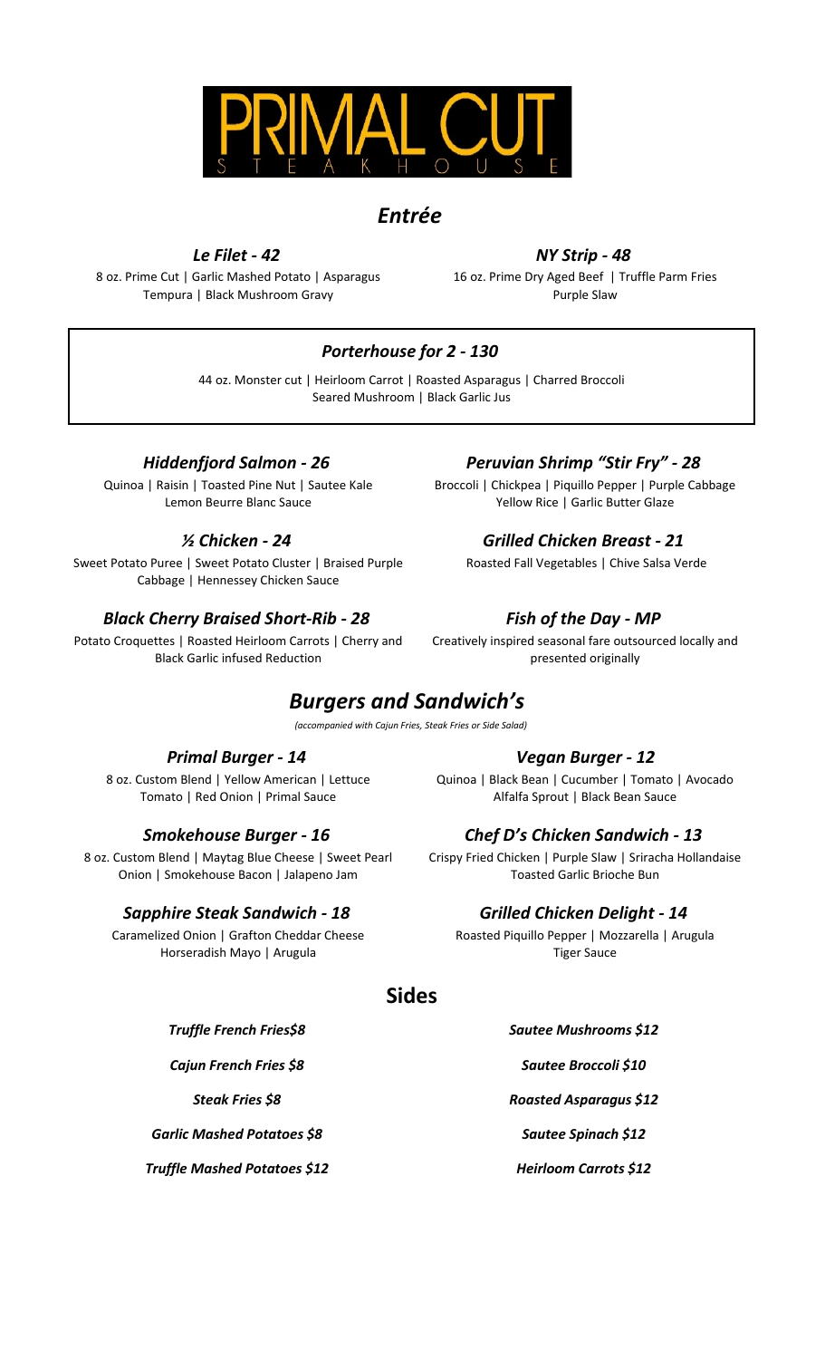# PRIMAL CUT

STEAKHOUSE

## *Entrée*

### *Le Filet - 42*

8 oz. Prime Cut | Garlic Mashed Potato | Asparagus Tempura | Black Mushroom Gravy

### *NY Strip - 48*

16 oz. Prime Dry Aged Beef | Truffle Parm Fries Purple Slaw

### *Porterhouse for 2 - 130*

44 oz. Monster cut | Heirloom Carrot | Roasted Asparagus | Charred Broccoli Seared Mushroom | Black Garlic Jus

### *Hiddenfjord Salmon - 26*

Quinoa | Raisin | Toasted Pine Nut | Sautee Kale Lemon Beurre Blanc Sauce

### *Peruvian Shrimp "Stir Fry" - 28*

Broccoli | Chickpea | Piquillo Pepper | Purple Cabbage Yellow Rice | Garlic Butter Glaze

### *½ Chicken - 24*

Sweet Potato Puree | Sweet Potato Cluster | Braised Purple Cabbage | Hennessey Chicken Sauce

### *Grilled Chicken Breast - 21*

Roasted Fall Vegetables | Chive Salsa Verde

### *Black Cherry Braised Short-Rib - 28*

Potato Croquettes | Roasted Heirloom Carrots | Cherry and Black Garlic infused Reduction

### *Fish of the Day - MP*

Creatively inspired seasonal fare outsourced locally and presented originally

## *Burgers and Sandwich's*

*(accompanied with Cajun Fries, Steak Fries or Side Salad)*

### *Primal Burger - 14*

8 oz. Custom Blend | Yellow American | Lettuce Tomato | Red Onion | Primal Sauce

### *Vegan Burger - 12*

Quinoa | Black Bean | Cucumber | Tomato | Avocado Alfalfa Sprout | Black Bean Sauce

### *Smokehouse Burger - 16*

8 oz. Custom Blend | Maytag Blue Cheese | Sweet Pearl Onion | Smokehouse Bacon | Jalapeno Jam

### *Chef D's Chicken Sandwich - 13*

Crispy Fried Chicken | Purple Slaw | Sriracha Hollandaise Toasted Garlic Brioche Bun

### *Sapphire Steak Sandwich - 18*

Caramelized Onion | Grafton Cheddar Cheese Horseradish Mayo | Arugula

### *Grilled Chicken Delight - 14*

Roasted Piquillo Pepper | Mozzarella | Arugula Tiger Sauce

## Sides

*Truffle French Fries$8*

*Cajun French Fries $8*

*Steak Fries $8*

*Garlic Mashed Potatoes $8*

*Truffle Mashed Potatoes $12*

*Sautee Mushrooms $12*

*Sautee Broccoli $10*

*Roasted Asparagus $12*

*Sautee Spinach $12*

*Heirloom Carrots $12*